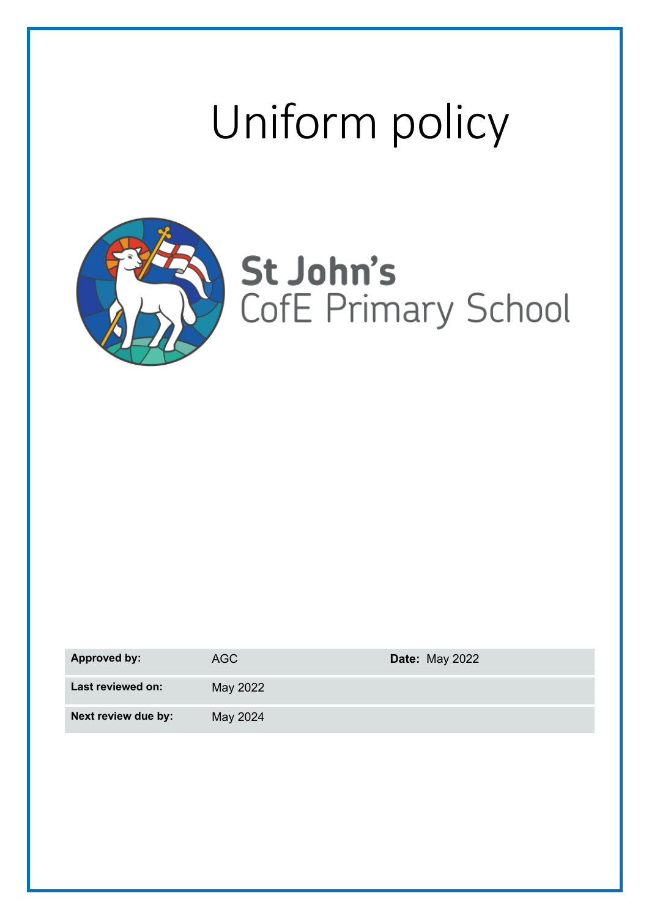# Uniform policy

St John's
CofE Primary School

| Approved by: | AGC | Date: May 2022 |
|---|---|---|
| Last reviewed on: | May 2022 | |
| Next review due by: | May 2024 | |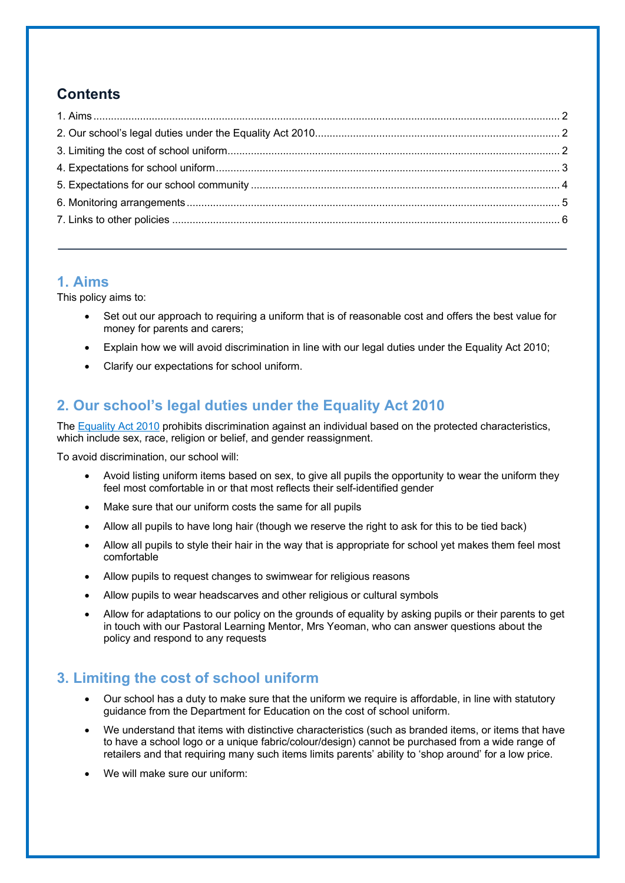## Contents

1. Aims ..... 2
2. Our school's legal duties under the Equality Act 2010 ..... 2
3. Limiting the cost of school uniform ..... 2
4. Expectations for school uniform ..... 3
5. Expectations for our school community ..... 4
6. Monitoring arrangements ..... 5
7. Links to other policies ..... 6

---

## 1. Aims

This policy aims to:

- Set out our approach to requiring a uniform that is of reasonable cost and offers the best value for money for parents and carers;
- Explain how we will avoid discrimination in line with our legal duties under the Equality Act 2010;
- Clarify our expectations for school uniform.

## 2. Our school's legal duties under the Equality Act 2010

The Equality Act 2010 prohibits discrimination against an individual based on the protected characteristics, which include sex, race, religion or belief, and gender reassignment.

To avoid discrimination, our school will:

- Avoid listing uniform items based on sex, to give all pupils the opportunity to wear the uniform they feel most comfortable in or that most reflects their self-identified gender
- Make sure that our uniform costs the same for all pupils
- Allow all pupils to have long hair (though we reserve the right to ask for this to be tied back)
- Allow all pupils to style their hair in the way that is appropriate for school yet makes them feel most comfortable
- Allow pupils to request changes to swimwear for religious reasons
- Allow pupils to wear headscarves and other religious or cultural symbols
- Allow for adaptations to our policy on the grounds of equality by asking pupils or their parents to get in touch with our Pastoral Learning Mentor, Mrs Yeoman, who can answer questions about the policy and respond to any requests

## 3. Limiting the cost of school uniform

- Our school has a duty to make sure that the uniform we require is affordable, in line with statutory guidance from the Department for Education on the cost of school uniform.
- We understand that items with distinctive characteristics (such as branded items, or items that have to have a school logo or a unique fabric/colour/design) cannot be purchased from a wide range of retailers and that requiring many such items limits parents' ability to 'shop around' for a low price.
- We will make sure our uniform: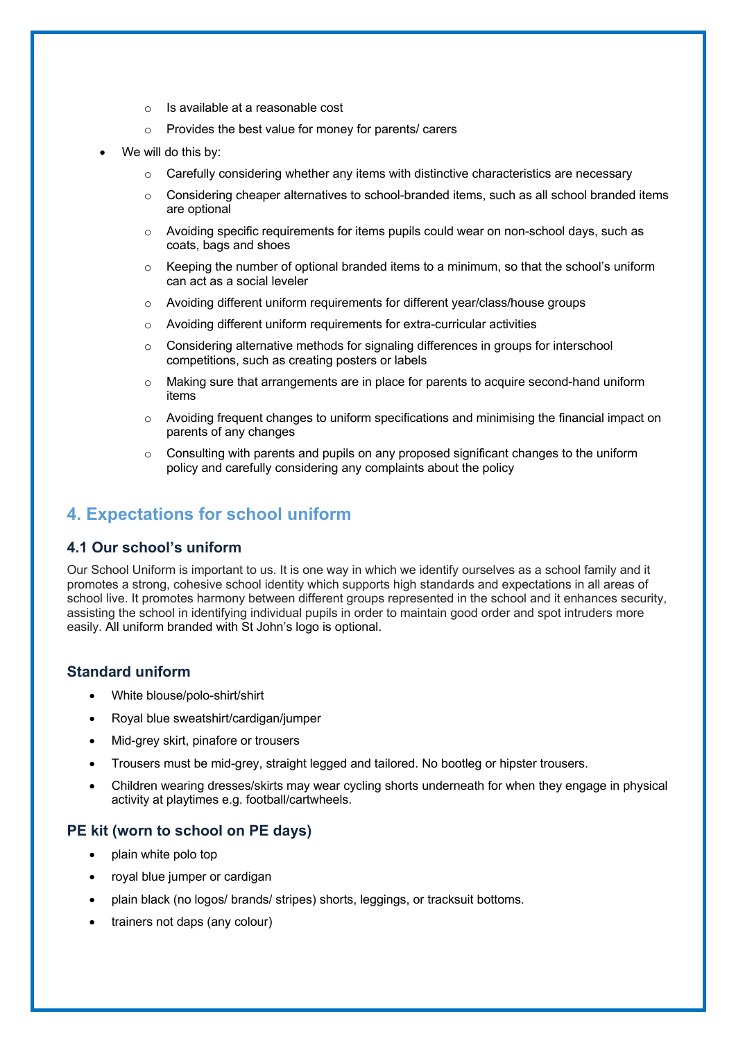- Is available at a reasonable cost
  - Provides the best value for money for parents/ carers
- We will do this by:
  - Carefully considering whether any items with distinctive characteristics are necessary
  - Considering cheaper alternatives to school-branded items, such as all school branded items are optional
  - Avoiding specific requirements for items pupils could wear on non-school days, such as coats, bags and shoes
  - Keeping the number of optional branded items to a minimum, so that the school's uniform can act as a social leveler
  - Avoiding different uniform requirements for different year/class/house groups
  - Avoiding different uniform requirements for extra-curricular activities
  - Considering alternative methods for signaling differences in groups for interschool competitions, such as creating posters or labels
  - Making sure that arrangements are in place for parents to acquire second-hand uniform items
  - Avoiding frequent changes to uniform specifications and minimising the financial impact on parents of any changes
  - Consulting with parents and pupils on any proposed significant changes to the uniform policy and carefully considering any complaints about the policy

## 4. Expectations for school uniform

### 4.1 Our school's uniform

Our School Uniform is important to us. It is one way in which we identify ourselves as a school family and it promotes a strong, cohesive school identity which supports high standards and expectations in all areas of school live. It promotes harmony between different groups represented in the school and it enhances security, assisting the school in identifying individual pupils in order to maintain good order and spot intruders more easily. All uniform branded with St John's logo is optional.

### Standard uniform

- White blouse/polo-shirt/shirt
- Royal blue sweatshirt/cardigan/jumper
- Mid-grey skirt, pinafore or trousers
- Trousers must be mid-grey, straight legged and tailored. No bootleg or hipster trousers.
- Children wearing dresses/skirts may wear cycling shorts underneath for when they engage in physical activity at playtimes e.g. football/cartwheels.

### PE kit (worn to school on PE days)

- plain white polo top
- royal blue jumper or cardigan
- plain black (no logos/ brands/ stripes) shorts, leggings, or tracksuit bottoms.
- trainers not daps (any colour)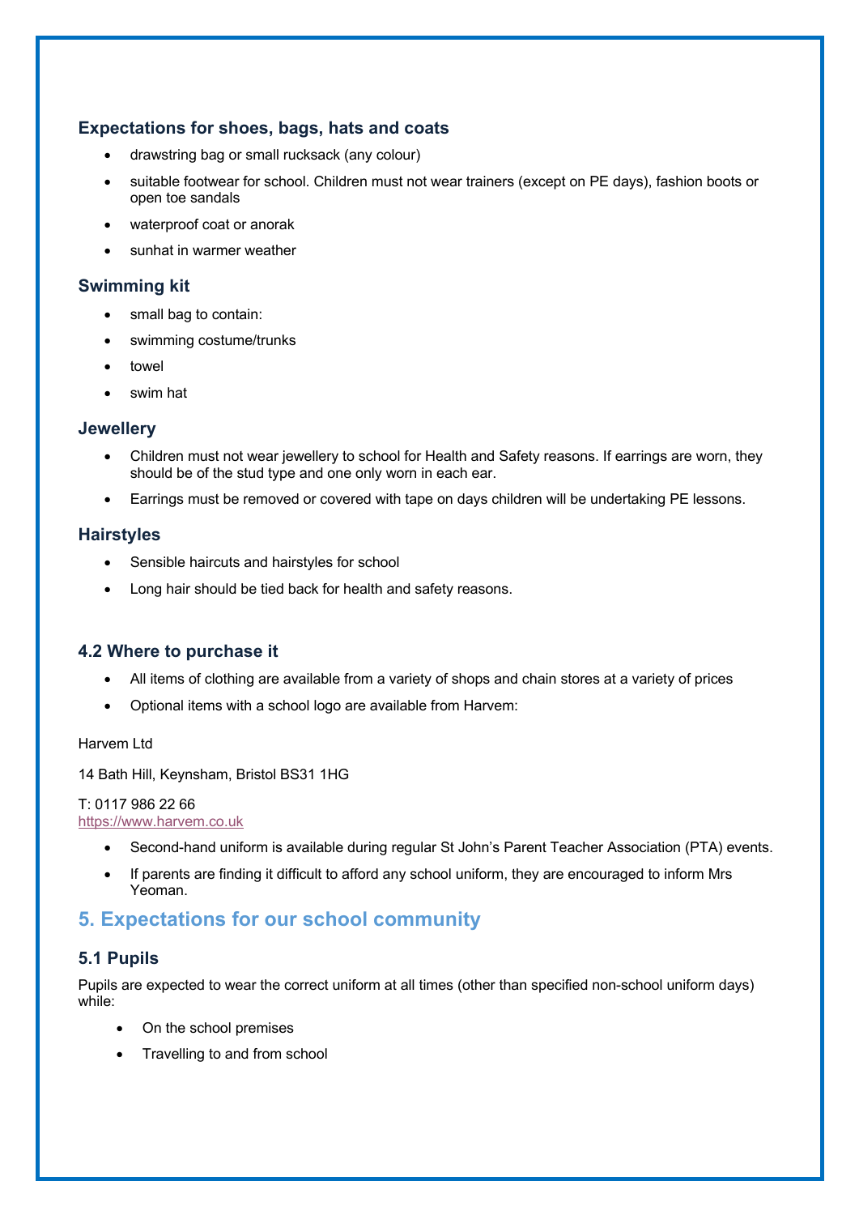### Expectations for shoes, bags, hats and coats

- drawstring bag or small rucksack (any colour)
- suitable footwear for school. Children must not wear trainers (except on PE days), fashion boots or open toe sandals
- waterproof coat or anorak
- sunhat in warmer weather

### Swimming kit

- small bag to contain:
- swimming costume/trunks
- towel
- swim hat

### Jewellery

- Children must not wear jewellery to school for Health and Safety reasons. If earrings are worn, they should be of the stud type and one only worn in each ear.
- Earrings must be removed or covered with tape on days children will be undertaking PE lessons.

### Hairstyles

- Sensible haircuts and hairstyles for school
- Long hair should be tied back for health and safety reasons.

### 4.2 Where to purchase it

- All items of clothing are available from a variety of shops and chain stores at a variety of prices
- Optional items with a school logo are available from Harvem:

Harvem Ltd

14 Bath Hill, Keynsham, Bristol BS31 1HG

T: 0117 986 22 66
https://www.harvem.co.uk

- Second-hand uniform is available during regular St John's Parent Teacher Association (PTA) events.
- If parents are finding it difficult to afford any school uniform, they are encouraged to inform Mrs Yeoman.

## 5. Expectations for our school community

### 5.1 Pupils

Pupils are expected to wear the correct uniform at all times (other than specified non-school uniform days) while:

- On the school premises
- Travelling to and from school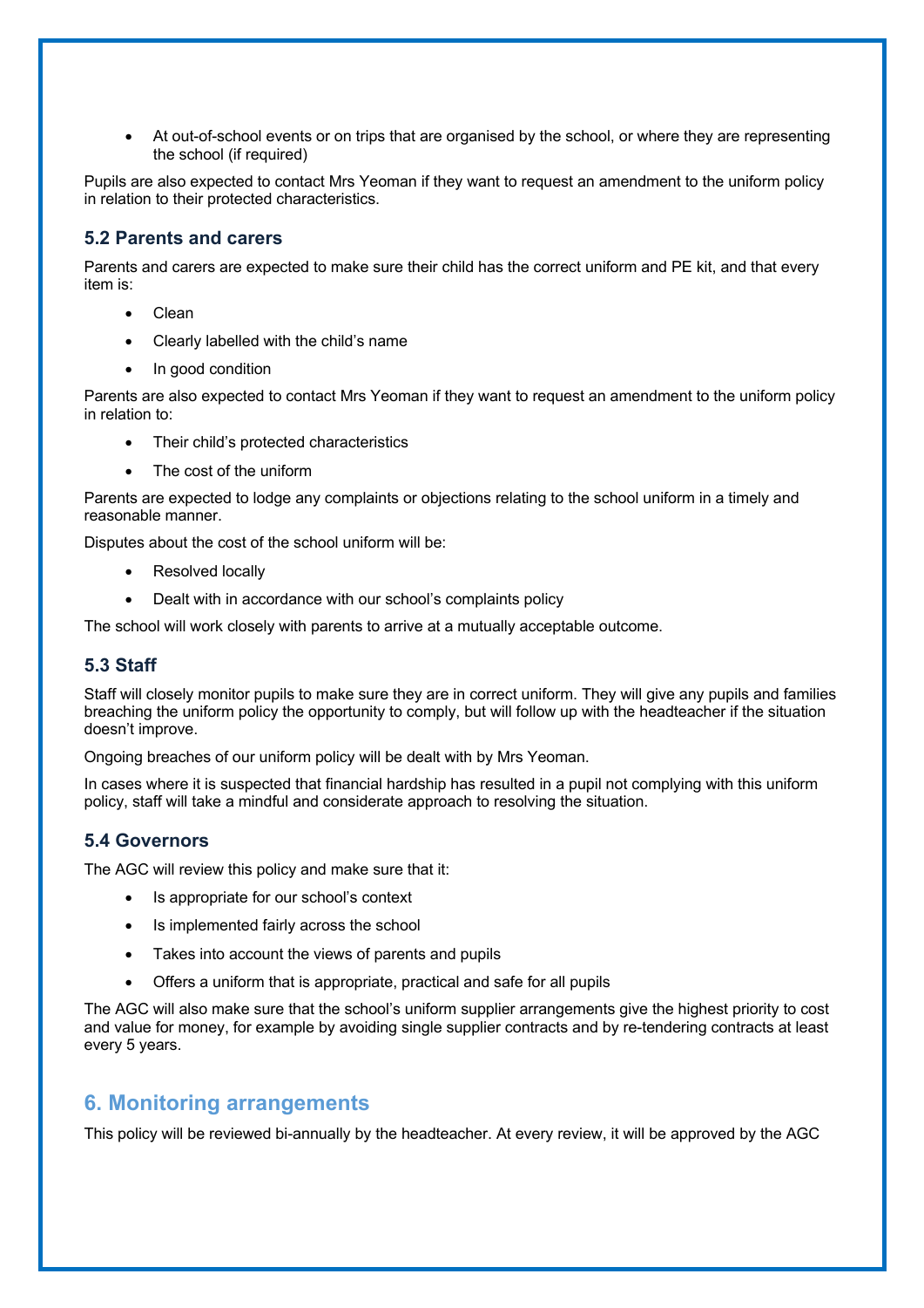- At out-of-school events or on trips that are organised by the school, or where they are representing the school (if required)

Pupils are also expected to contact Mrs Yeoman if they want to request an amendment to the uniform policy in relation to their protected characteristics.

### 5.2 Parents and carers

Parents and carers are expected to make sure their child has the correct uniform and PE kit, and that every item is:

- Clean
- Clearly labelled with the child's name
- In good condition

Parents are also expected to contact Mrs Yeoman if they want to request an amendment to the uniform policy in relation to:

- Their child's protected characteristics
- The cost of the uniform

Parents are expected to lodge any complaints or objections relating to the school uniform in a timely and reasonable manner.

Disputes about the cost of the school uniform will be:

- Resolved locally
- Dealt with in accordance with our school's complaints policy

The school will work closely with parents to arrive at a mutually acceptable outcome.

### 5.3 Staff

Staff will closely monitor pupils to make sure they are in correct uniform. They will give any pupils and families breaching the uniform policy the opportunity to comply, but will follow up with the headteacher if the situation doesn't improve.

Ongoing breaches of our uniform policy will be dealt with by Mrs Yeoman.

In cases where it is suspected that financial hardship has resulted in a pupil not complying with this uniform policy, staff will take a mindful and considerate approach to resolving the situation.

### 5.4 Governors

The AGC will review this policy and make sure that it:

- Is appropriate for our school's context
- Is implemented fairly across the school
- Takes into account the views of parents and pupils
- Offers a uniform that is appropriate, practical and safe for all pupils

The AGC will also make sure that the school's uniform supplier arrangements give the highest priority to cost and value for money, for example by avoiding single supplier contracts and by re-tendering contracts at least every 5 years.

## 6. Monitoring arrangements

This policy will be reviewed bi-annually by the headteacher. At every review, it will be approved by the AGC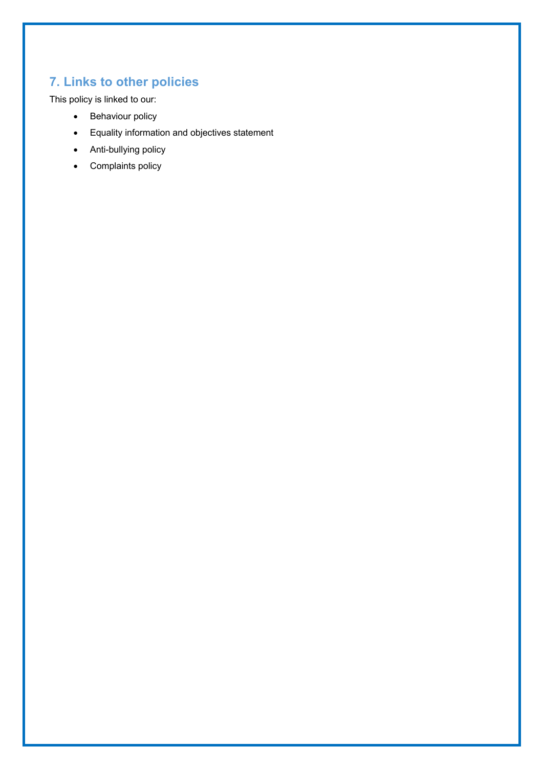## 7. Links to other policies

This policy is linked to our:

- Behaviour policy
- Equality information and objectives statement
- Anti-bullying policy
- Complaints policy